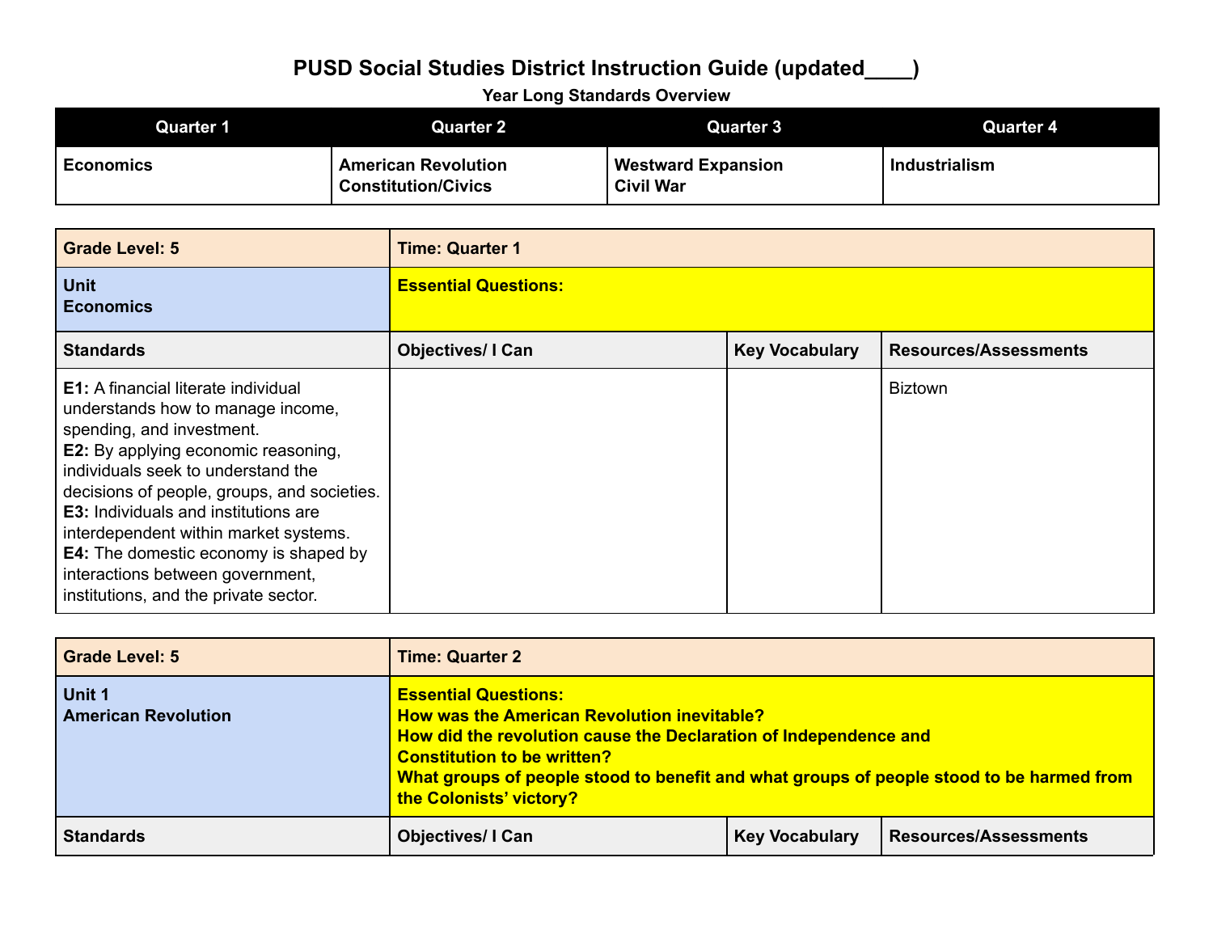# PUSD Social Studies District Instruction Guide (updated____)

### Year Long Standards Overview

| Quarter 1 | Quarter 2 | Quarter 3 | Quarter 4 |
|---|---|---|---|
| **Economics** | **American Revolution**<br>**Constitution/Civics** | **Westward Expansion**<br>**Civil War** | **Industrialism** |

| **Grade Level: 5** | **Time: Quarter 1** | | |
|---|---|---|---|
| **Unit**<br>**Economics** | **Essential Questions:** | | |
| **Standards** | **Objectives/ I Can** | **Key Vocabulary** | **Resources/Assessments** |
| **E1:** A financial literate individual understands how to manage income, spending, and investment.<br>**E2:** By applying economic reasoning, individuals seek to understand the decisions of people, groups, and societies.<br>**E3:** Individuals and institutions are interdependent within market systems.<br>**E4:** The domestic economy is shaped by interactions between government, institutions, and the private sector. | | | Biztown |

| **Grade Level: 5** | **Time: Quarter 2** | | |
|---|---|---|---|
| **Unit 1**<br>**American Revolution** | **Essential Questions:**<br>**How was the American Revolution inevitable?**<br>**How did the revolution cause the Declaration of Independence and Constitution to be written?**<br>**What groups of people stood to benefit and what groups of people stood to be harmed from the Colonists' victory?** | | |
| **Standards** | **Objectives/ I Can** | **Key Vocabulary** | **Resources/Assessments** |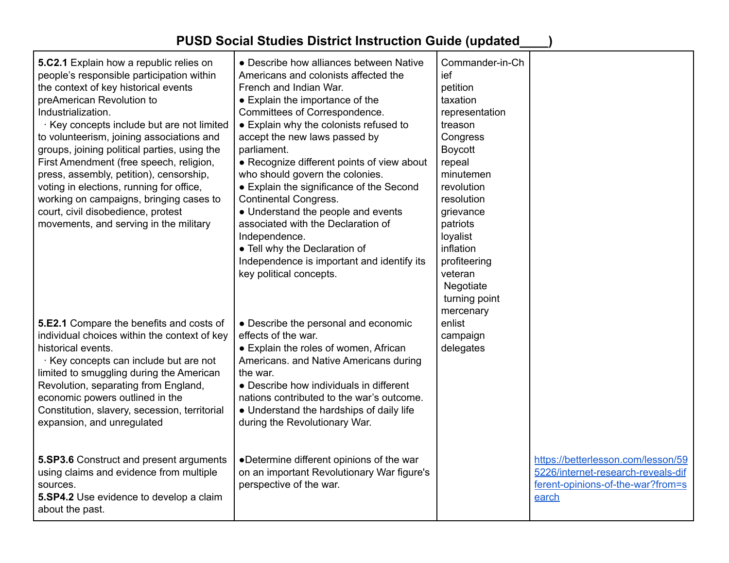# PUSD Social Studies District Instruction Guide (updated____)

| | | | |
|---|---|---|---|
| **5.C2.1** Explain how a republic relies on people's responsible participation within the context of key historical events preAmerican Revolution to Industrialization.<br>· Key concepts include but are not limited to volunteerism, joining associations and groups, joining political parties, using the First Amendment (free speech, religion, press, assembly, petition), censorship, voting in elections, running for office, working on campaigns, bringing cases to court, civil disobedience, protest movements, and serving in the military | ● Describe how alliances between Native Americans and colonists affected the French and Indian War.<br>● Explain the importance of the Committees of Correspondence.<br>● Explain why the colonists refused to accept the new laws passed by parliament.<br>● Recognize different points of view about who should govern the colonies.<br>● Explain the significance of the Second Continental Congress.<br>● Understand the people and events associated with the Declaration of Independence.<br>● Tell why the Declaration of Independence is important and identify its key political concepts. | Commander-in-Chief<br>petition<br>taxation<br>representation<br>treason<br>Congress<br>Boycott<br>repeal<br>minutemen<br>revolution<br>resolution<br>grievance<br>patriots<br>loyalist<br>inflation<br>profiteering<br>veteran<br>Negotiate<br>turning point<br>mercenary<br>enlist<br>campaign<br>delegates | |
| **5.E2.1** Compare the benefits and costs of individual choices within the context of key historical events.<br>· Key concepts can include but are not limited to smuggling during the American Revolution, separating from England, economic powers outlined in the Constitution, slavery, secession, territorial expansion, and unregulated | ● Describe the personal and economic effects of the war.<br>● Explain the roles of women, African Americans. and Native Americans during the war.<br>● Describe how individuals in different nations contributed to the war's outcome.<br>● Understand the hardships of daily life during the Revolutionary War. | | |
| **5.SP3.6** Construct and present arguments using claims and evidence from multiple sources.<br>**5.SP4.2** Use evidence to develop a claim about the past. | ●Determine different opinions of the war on an important Revolutionary War figure's perspective of the war. | | https://betterlesson.com/lesson/595226/internet-research-reveals-different-opinions-of-the-war?from=search |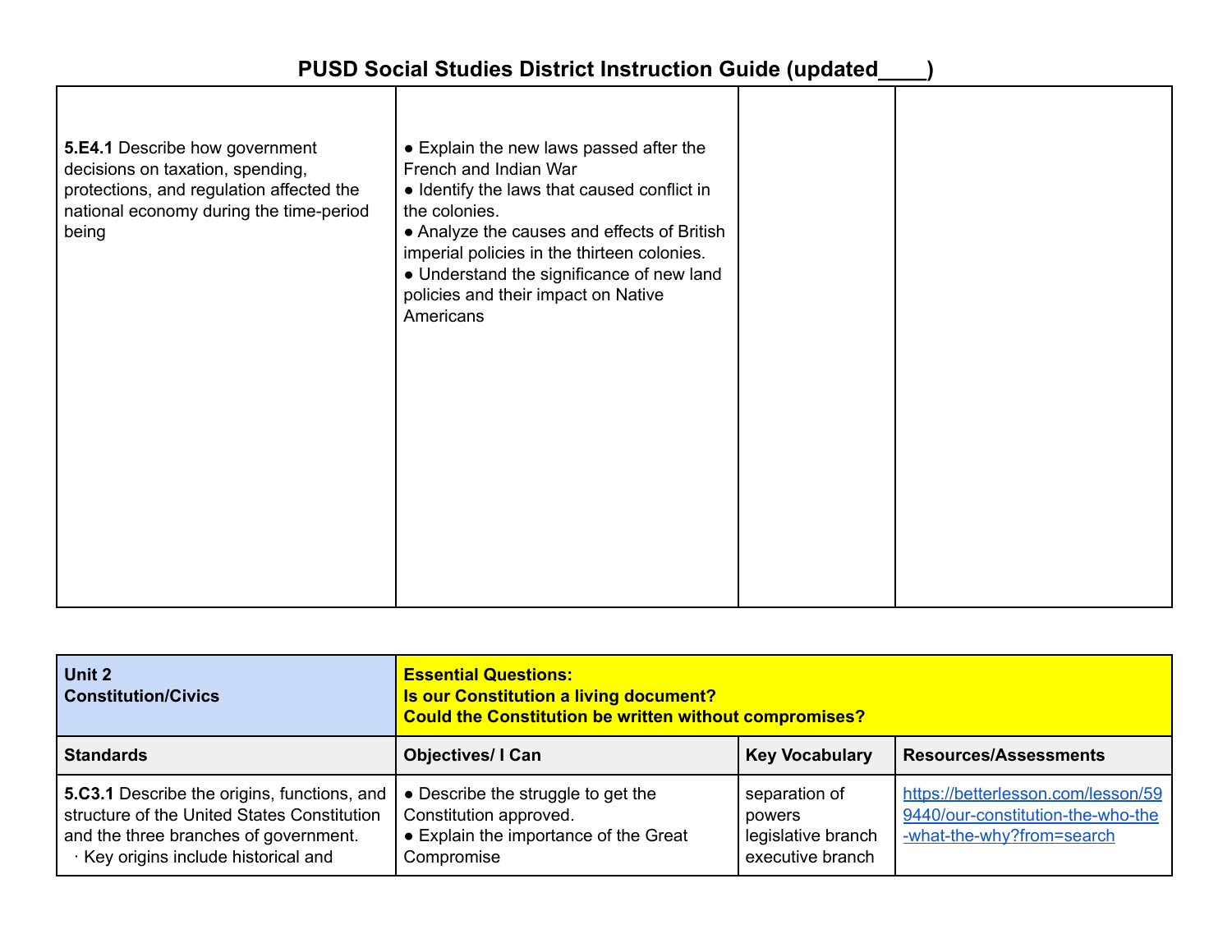# PUSD Social Studies District Instruction Guide (updated____)

| | | | |
|---|---|---|---|
| **5.E4.1** Describe how government decisions on taxation, spending, protections, and regulation affected the national economy during the time-period being | ● Explain the new laws passed after the French and Indian War<br>● Identify the laws that caused conflict in the colonies.<br>● Analyze the causes and effects of British imperial policies in the thirteen colonies.<br>● Understand the significance of new land policies and their impact on Native Americans | | |

| **Unit 2**<br>**Constitution/Civics** | **Essential Questions:**<br>**Is our Constitution a living document?**<br>**Could the Constitution be written without compromises?** | | |
|---|---|---|---|
| **Standards** | **Objectives/ I Can** | **Key Vocabulary** | **Resources/Assessments** |
| **5.C3.1** Describe the origins, functions, and structure of the United States Constitution and the three branches of government.<br>· Key origins include historical and | ● Describe the struggle to get the Constitution approved.<br>● Explain the importance of the Great Compromise | separation of powers<br>legislative branch<br>executive branch | [https://betterlesson.com/lesson/599440/our-constitution-the-who-the-what-the-why?from=search](https://betterlesson.com/lesson/599440/our-constitution-the-who-the-what-the-why?from=search) |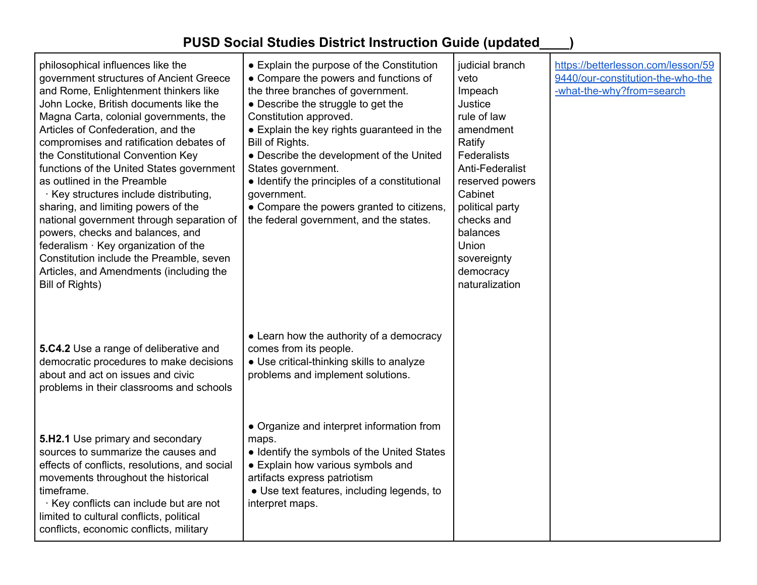# PUSD Social Studies District Instruction Guide (updated____)

| | | | |
|---|---|---|---|
| philosophical influences like the government structures of Ancient Greece and Rome, Enlightenment thinkers like John Locke, British documents like the Magna Carta, colonial governments, the Articles of Confederation, and the compromises and ratification debates of the Constitutional Convention Key functions of the United States government as outlined in the Preamble<br>· Key structures include distributing, sharing, and limiting powers of the national government through separation of powers, checks and balances, and federalism · Key organization of the Constitution include the Preamble, seven Articles, and Amendments (including the Bill of Rights) | ● Explain the purpose of the Constitution<br>● Compare the powers and functions of the three branches of government.<br>● Describe the struggle to get the Constitution approved.<br>● Explain the key rights guaranteed in the Bill of Rights.<br>● Describe the development of the United States government.<br>● Identify the principles of a constitutional government.<br>● Compare the powers granted to citizens, the federal government, and the states. | judicial branch<br>veto<br>Impeach<br>Justice<br>rule of law<br>amendment<br>Ratify<br>Federalists<br>Anti-Federalist<br>reserved powers<br>Cabinet<br>political party<br>checks and balances<br>Union<br>sovereignty<br>democracy<br>naturalization | [https://betterlesson.com/lesson/599440/our-constitution-the-who-the-what-the-why?from=search](https://betterlesson.com/lesson/599440/our-constitution-the-who-the-what-the-why?from=search) |
| **5.C4.2** Use a range of deliberative and democratic procedures to make decisions about and act on issues and civic problems in their classrooms and schools | ● Learn how the authority of a democracy comes from its people.<br>● Use critical-thinking skills to analyze problems and implement solutions. | | |
| **5.H2.1** Use primary and secondary sources to summarize the causes and effects of conflicts, resolutions, and social movements throughout the historical timeframe.<br>· Key conflicts can include but are not limited to cultural conflicts, political conflicts, economic conflicts, military | ● Organize and interpret information from maps.<br>● Identify the symbols of the United States<br>● Explain how various symbols and artifacts express patriotism<br>● Use text features, including legends, to interpret maps. | | |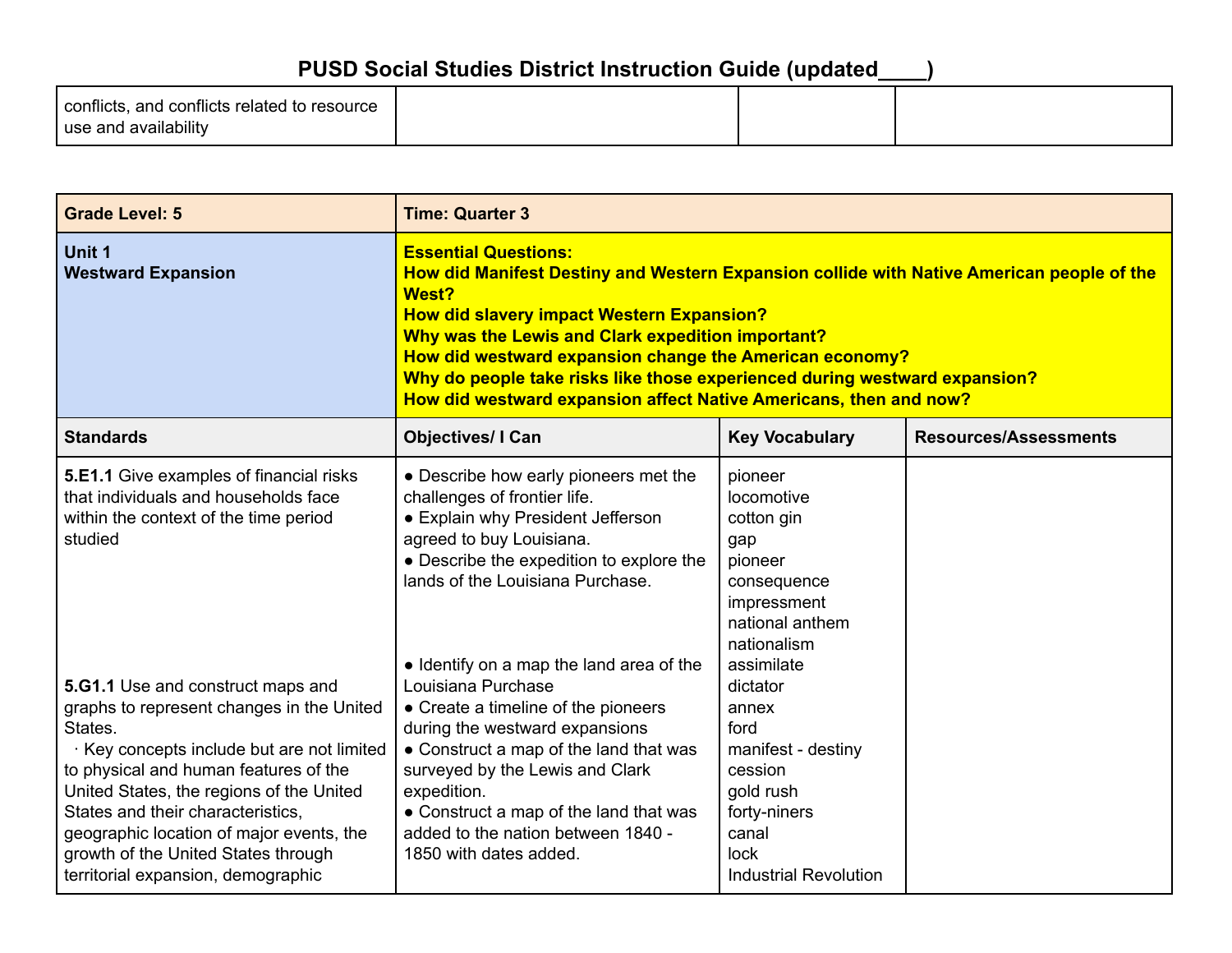| conflicts, and conflicts related to resource use and availability | | | |
|---|---|---|---|

| **Grade Level: 5** | **Time: Quarter 3** | | |
|---|---|---|---|
| **Unit 1**<br>**Westward Expansion** | **Essential Questions:**<br>**How did Manifest Destiny and Western Expansion collide with Native American people of the West?**<br>**How did slavery impact Western Expansion?**<br>**Why was the Lewis and Clark expedition important?**<br>**How did westward expansion change the American economy?**<br>**Why do people take risks like those experienced during westward expansion?**<br>**How did westward expansion affect Native Americans, then and now?** | | |
| **Standards** | **Objectives/ I Can** | **Key Vocabulary** | **Resources/Assessments** |
| **5.E1.1** Give examples of financial risks that individuals and households face within the context of the time period studied<br><br>**5.G1.1** Use and construct maps and graphs to represent changes in the United States.<br>· Key concepts include but are not limited to physical and human features of the United States, the regions of the United States and their characteristics, geographic location of major events, the growth of the United States through territorial expansion, demographic | ● Describe how early pioneers met the challenges of frontier life.<br>● Explain why President Jefferson agreed to buy Louisiana.<br>● Describe the expedition to explore the lands of the Louisiana Purchase.<br><br>● Identify on a map the land area of the Louisiana Purchase<br>● Create a timeline of the pioneers during the westward expansions<br>● Construct a map of the land that was surveyed by the Lewis and Clark expedition.<br>● Construct a map of the land that was added to the nation between 1840 - 1850 with dates added. | pioneer<br>locomotive<br>cotton gin<br>gap<br>pioneer<br>consequence<br>impressment<br>national anthem<br>nationalism<br>assimilate<br>dictator<br>annex<br>ford<br>manifest - destiny<br>cession<br>gold rush<br>forty-niners<br>canal<br>lock<br>Industrial Revolution | |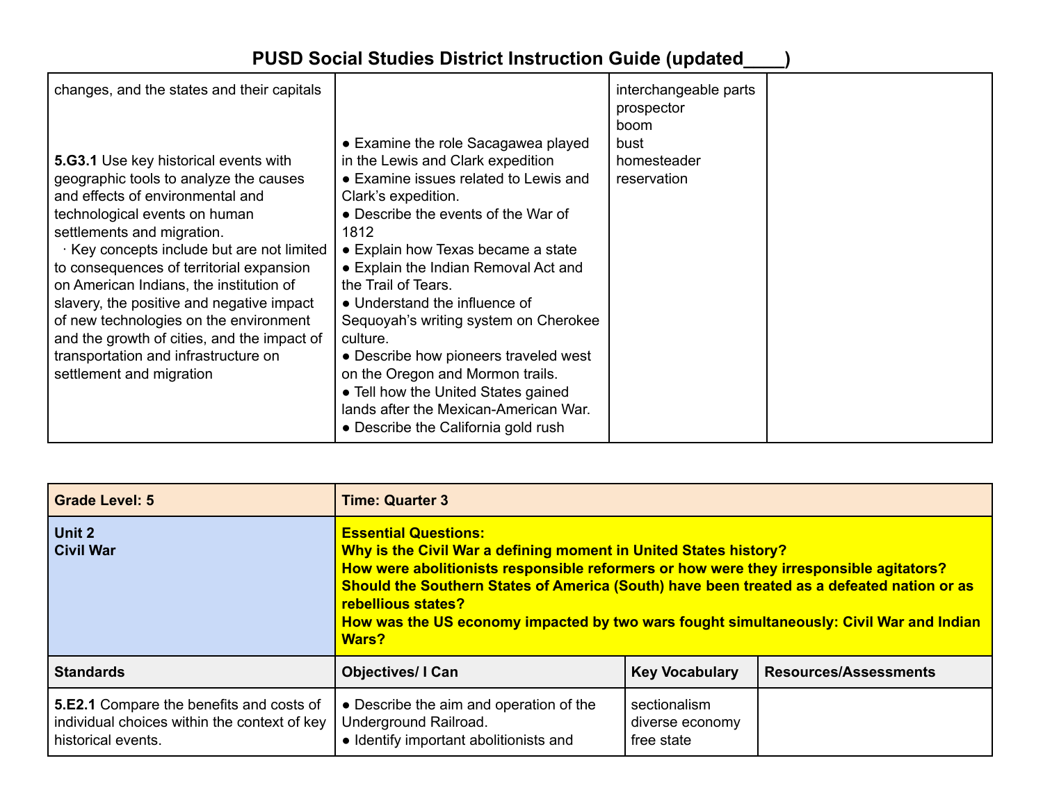# PUSD Social Studies District Instruction Guide (updated____)

| | | | |
|---|---|---|---|
| changes, and the states and their capitals<br><br>**5.G3.1** Use key historical events with geographic tools to analyze the causes and effects of environmental and technological events on human settlements and migration.<br>· Key concepts include but are not limited to consequences of territorial expansion on American Indians, the institution of slavery, the positive and negative impact of new technologies on the environment and the growth of cities, and the impact of transportation and infrastructure on settlement and migration | ● Examine the role Sacagawea played in the Lewis and Clark expedition<br>● Examine issues related to Lewis and Clark's expedition.<br>● Describe the events of the War of 1812<br>● Explain how Texas became a state<br>● Explain the Indian Removal Act and the Trail of Tears.<br>● Understand the influence of Sequoyah's writing system on Cherokee culture.<br>● Describe how pioneers traveled west on the Oregon and Mormon trails.<br>● Tell how the United States gained lands after the Mexican-American War.<br>● Describe the California gold rush | interchangeable parts<br>prospector<br>boom<br>bust<br>homesteader<br>reservation | |

| **Grade Level: 5** | **Time: Quarter 3** | | |
|---|---|---|---|
| **Unit 2**<br>**Civil War** | **Essential Questions:**<br>**Why is the Civil War a defining moment in United States history?**<br>**How were abolitionists responsible reformers or how were they irresponsible agitators?**<br>**Should the Southern States of America (South) have been treated as a defeated nation or as rebellious states?**<br>**How was the US economy impacted by two wars fought simultaneously: Civil War and Indian Wars?** | | |
| **Standards** | **Objectives/ I Can** | **Key Vocabulary** | **Resources/Assessments** |
| **5.E2.1** Compare the benefits and costs of individual choices within the context of key historical events. | ● Describe the aim and operation of the Underground Railroad.<br>● Identify important abolitionists and | sectionalism<br>diverse economy<br>free state | |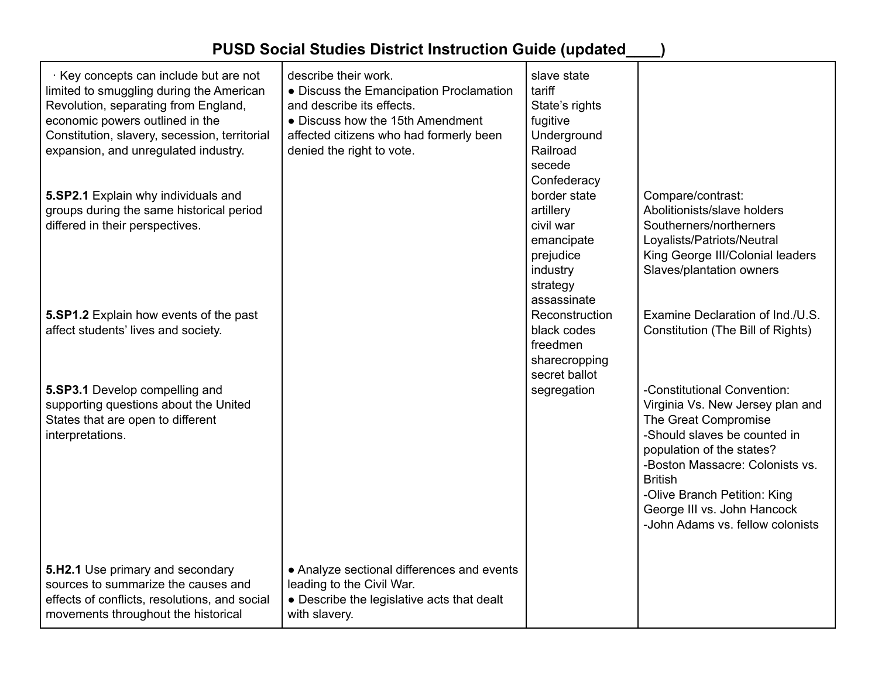# PUSD Social Studies District Instruction Guide (updated____)

| | | | |
|---|---|---|---|
| · Key concepts can include but are not limited to smuggling during the American Revolution, separating from England, economic powers outlined in the Constitution, slavery, secession, territorial expansion, and unregulated industry.<br><br>**5.SP2.1** Explain why individuals and groups during the same historical period differed in their perspectives.<br><br>**5.SP1.2** Explain how events of the past affect students' lives and society.<br><br>**5.SP3.1** Develop compelling and supporting questions about the United States that are open to different interpretations.<br><br>**5.H2.1** Use primary and secondary sources to summarize the causes and effects of conflicts, resolutions, and social movements throughout the historical | describe their work.<br>● Discuss the Emancipation Proclamation and describe its effects.<br>● Discuss how the 15th Amendment affected citizens who had formerly been denied the right to vote.<br><br>● Analyze sectional differences and events leading to the Civil War.<br>● Describe the legislative acts that dealt with slavery. | slave state<br>tariff<br>State's rights<br>fugitive<br>Underground Railroad<br>secede<br>Confederacy<br>border state<br>artillery<br>civil war<br>emancipate<br>prejudice<br>industry<br>strategy<br>assassinate<br>Reconstruction<br>black codes<br>freedmen<br>sharecropping<br>secret ballot<br>segregation | Compare/contrast:<br>Abolitionists/slave holders<br>Southerners/northerners<br>Loyalists/Patriots/Neutral<br>King George III/Colonial leaders<br>Slaves/plantation owners<br><br>Examine Declaration of Ind./U.S. Constitution (The Bill of Rights)<br><br>-Constitutional Convention: Virginia Vs. New Jersey plan and The Great Compromise<br>-Should slaves be counted in population of the states?<br>-Boston Massacre: Colonists vs. British<br>-Olive Branch Petition: King George III vs. John Hancock<br>-John Adams vs. fellow colonists |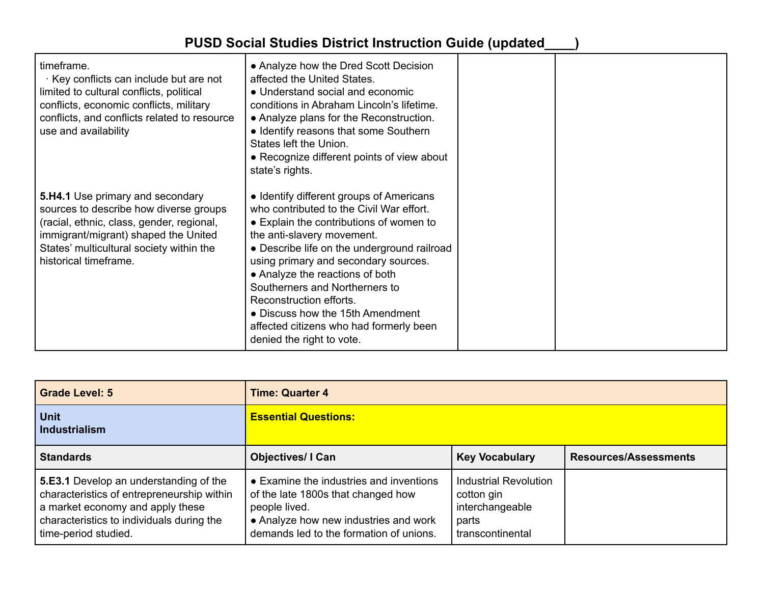# PUSD Social Studies District Instruction Guide (updated____)

| | | | |
|---|---|---|---|
| timeframe.<br>· Key conflicts can include but are not limited to cultural conflicts, political conflicts, economic conflicts, military conflicts, and conflicts related to resource use and availability | ● Analyze how the Dred Scott Decision affected the United States.<br>● Understand social and economic conditions in Abraham Lincoln's lifetime.<br>● Analyze plans for the Reconstruction.<br>● Identify reasons that some Southern States left the Union.<br>● Recognize different points of view about state's rights. | | |
| **5.H4.1** Use primary and secondary sources to describe how diverse groups (racial, ethnic, class, gender, regional, immigrant/migrant) shaped the United States' multicultural society within the historical timeframe. | ● Identify different groups of Americans who contributed to the Civil War effort.<br>● Explain the contributions of women to the anti-slavery movement.<br>● Describe life on the underground railroad using primary and secondary sources.<br>● Analyze the reactions of both Southerners and Northerners to Reconstruction efforts.<br>● Discuss how the 15th Amendment affected citizens who had formerly been denied the right to vote. | | |

| **Grade Level: 5** | **Time: Quarter 4** | | |
|---|---|---|---|
| **Unit<br>Industrialism** | **Essential Questions:** | | |
| **Standards** | **Objectives/ I Can** | **Key Vocabulary** | **Resources/Assessments** |
| **5.E3.1** Develop an understanding of the characteristics of entrepreneurship within a market economy and apply these characteristics to individuals during the time-period studied. | ● Examine the industries and inventions of the late 1800s that changed how people lived.<br>● Analyze how new industries and work demands led to the formation of unions. | Industrial Revolution<br>cotton gin<br>interchangeable parts<br>transcontinental | |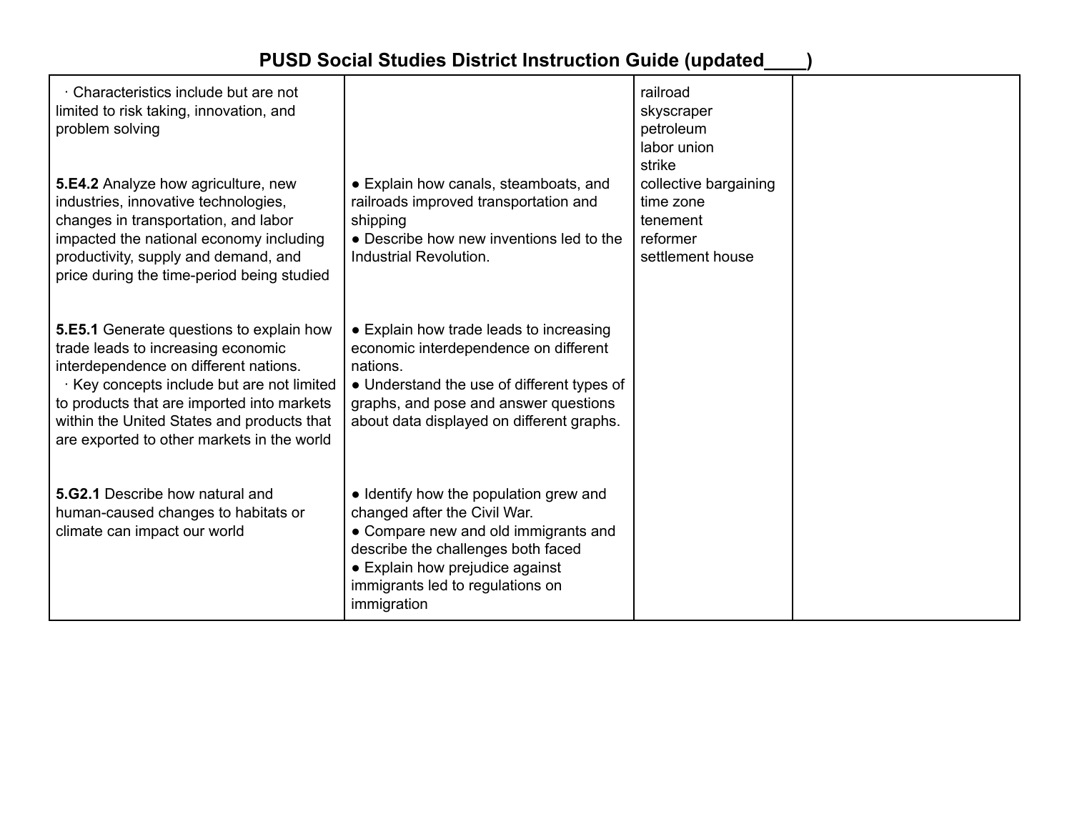# PUSD Social Studies District Instruction Guide (updated____)

| | | | |
|---|---|---|---|
| · Characteristics include but are not limited to risk taking, innovation, and problem solving<br><br>**5.E4.2** Analyze how agriculture, new industries, innovative technologies, changes in transportation, and labor impacted the national economy including productivity, supply and demand, and price during the time-period being studied<br><br>**5.E5.1** Generate questions to explain how trade leads to increasing economic interdependence on different nations.<br>· Key concepts include but are not limited to products that are imported into markets within the United States and products that are exported to other markets in the world<br><br>**5.G2.1** Describe how natural and human-caused changes to habitats or climate can impact our world | ● Explain how canals, steamboats, and railroads improved transportation and shipping<br>● Describe how new inventions led to the Industrial Revolution.<br><br>● Explain how trade leads to increasing economic interdependence on different nations.<br>● Understand the use of different types of graphs, and pose and answer questions about data displayed on different graphs.<br><br>● Identify how the population grew and changed after the Civil War.<br>● Compare new and old immigrants and describe the challenges both faced<br>● Explain how prejudice against immigrants led to regulations on immigration | railroad<br>skyscraper<br>petroleum<br>labor union<br>strike<br>collective bargaining<br>time zone<br>tenement<br>reformer<br>settlement house | |